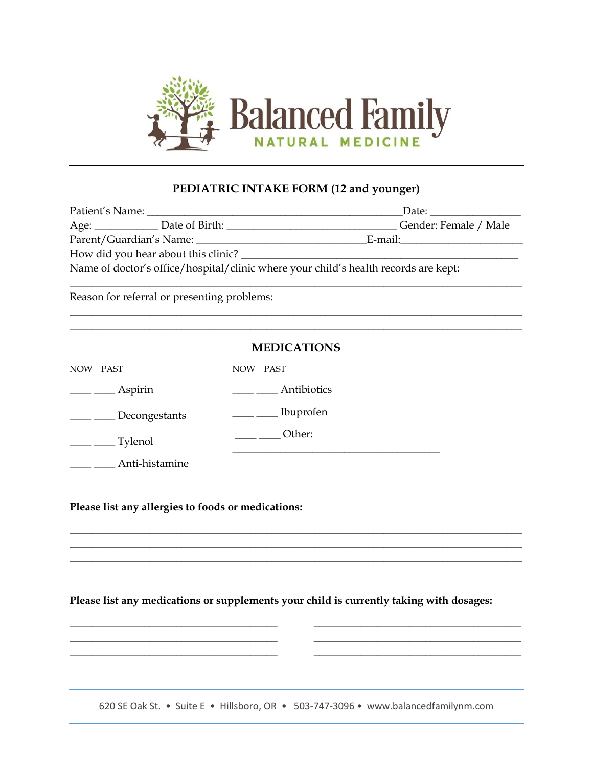# Balanced Family

NATURAL MEDICINE

## PEDIATRIC INTAKE FORM (12 and younger)

Patient's Name: ________________________________________________Date: ________________

Age: ___________ Date of Birth: ______________________________ Gender: Female / Male

Parent/Guardian's Name: ______________________________E-mail:_____________________

How did you hear about this clinic? __________________________________________________

Name of doctor's office/hospital/clinic where your child's health records are kept:

_____________________________________________________________________________

Reason for referral or presenting problems:

_____________________________________________________________________________

_____________________________________________________________________________

## MEDICATIONS

| NOW | PAST | | NOW | PAST | |
|---|---|---|---|---|---|
| ____ | ____ | Aspirin | ____ | ____ | Antibiotics |
| ____ | ____ | Decongestants | ____ | ____ | Ibuprofen |
| ____ | ____ | Tylenol | ____ | ____ | Other: ______________________ |
| ____ | ____ | Anti-histamine | | | |

**Please list any allergies to foods or medications:**

_____________________________________________________________________________

_____________________________________________________________________________

_____________________________________________________________________________

**Please list any medications or supplements your child is currently taking with dosages:**

______________________________________ ______________________________________

______________________________________ ______________________________________

______________________________________ ______________________________________

620 SE Oak St. • Suite E • Hillsboro, OR • 503-747-3096 • www.balancedfamilynm.com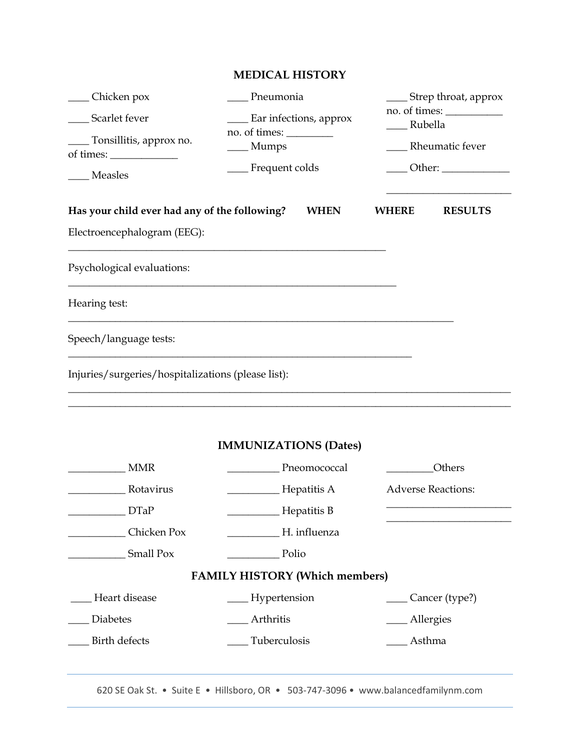## MEDICAL HISTORY

____ Chicken pox

____ Scarlet fever

____ Tonsillitis, approx no. of times: _____________

____ Measles

____ Pneumonia

____ Ear infections, approx no. of times: _________

____ Mumps

____ Frequent colds

____ Strep throat, approx no. of times: ___________

____ Rubella

____ Rheumatic fever

____ Other: _____________

________________________

**Has your child ever had any of the following? WHEN WHERE RESULTS**

Electroencephalogram (EEG): _______________________________________________________________

Psychological evaluations: _________________________________________________________________

Hearing test: _____________________________________________________________________________

Speech/language tests: ____________________________________________________________________

Injuries/surgeries/hospitalizations (please list):

_____________________________________________________________________________________

_____________________________________________________________________________________

## IMMUNIZATIONS (Dates)

___________ MMR

___________ Rotavirus

___________ DTaP

___________ Chicken Pox

___________ Small Pox

__________ Pneomococcal

__________ Hepatitis A

__________ Hepatitis B

__________ H. influenza

__________ Polio

_________Others

Adverse Reactions: ________________________

________________________

## FAMILY HISTORY (Which members)

____ Heart disease

____ Diabetes

____ Birth defects

____ Hypertension

____ Arthritis

____ Tuberculosis

____ Cancer (type?)

____ Allergies

____ Asthma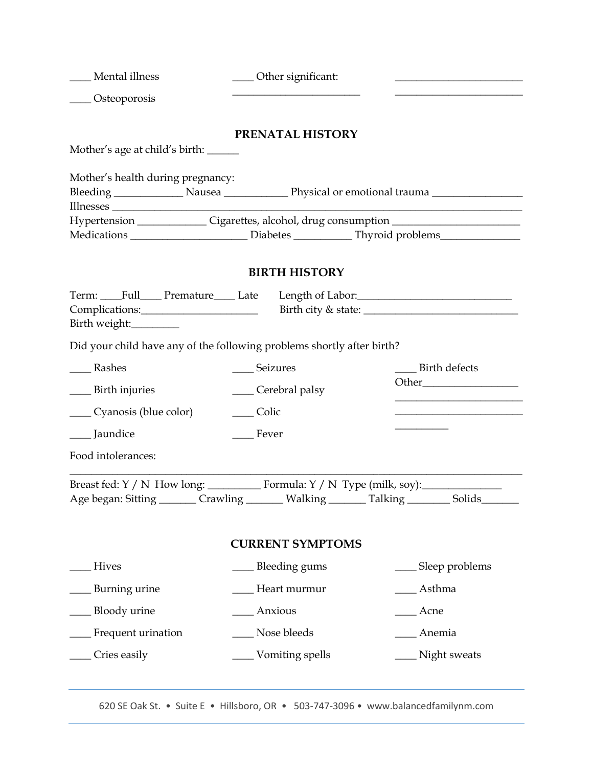____ Mental illness ____ Other significant: ________________________ ________________________ ________________________

____ Osteoporosis

## PRENATAL HISTORY

Mother's age at child's birth: ______

Mother's health during pregnancy:
Bleeding _____________ Nausea ____________ Physical or emotional trauma ________________
Illnesses ______________________________________________________________________________
Hypertension _____________ Cigarettes, alcohol, drug consumption _______________________
Medications ______________________ Diabetes ___________ Thyroid problems_______________

## BIRTH HISTORY

Term: ____Full____ Premature____ Late Length of Labor:____________________________
Complications:______________________ Birth city & state: _____________________________
Birth weight:_________

Did your child have any of the following problems shortly after birth?

____ Rashes ____ Seizures ____ Birth defects

____ Birth injuries ____ Cerebral palsy Other__________________ ________________________ ________________________ __________

____ Cyanosis (blue color) ____ Colic

____ Jaundice ____ Fever

Food intolerances:
______________________________________________________________________________________

Breast fed: Y / N How long: __________ Formula: Y / N Type (milk, soy):_______________
Age began: Sitting _______ Crawling _______ Walking _______ Talking ________ Solids_______

## CURRENT SYMPTOMS

____ Hives ____ Bleeding gums ____ Sleep problems

____ Burning urine ____ Heart murmur ____ Asthma

____ Bloody urine ____ Anxious ____ Acne

____ Frequent urination ____ Nose bleeds ____ Anemia

____ Cries easily ____ Vomiting spells ____ Night sweats

620 SE Oak St. • Suite E • Hillsboro, OR • 503-747-3096 • www.balancedfamilynm.com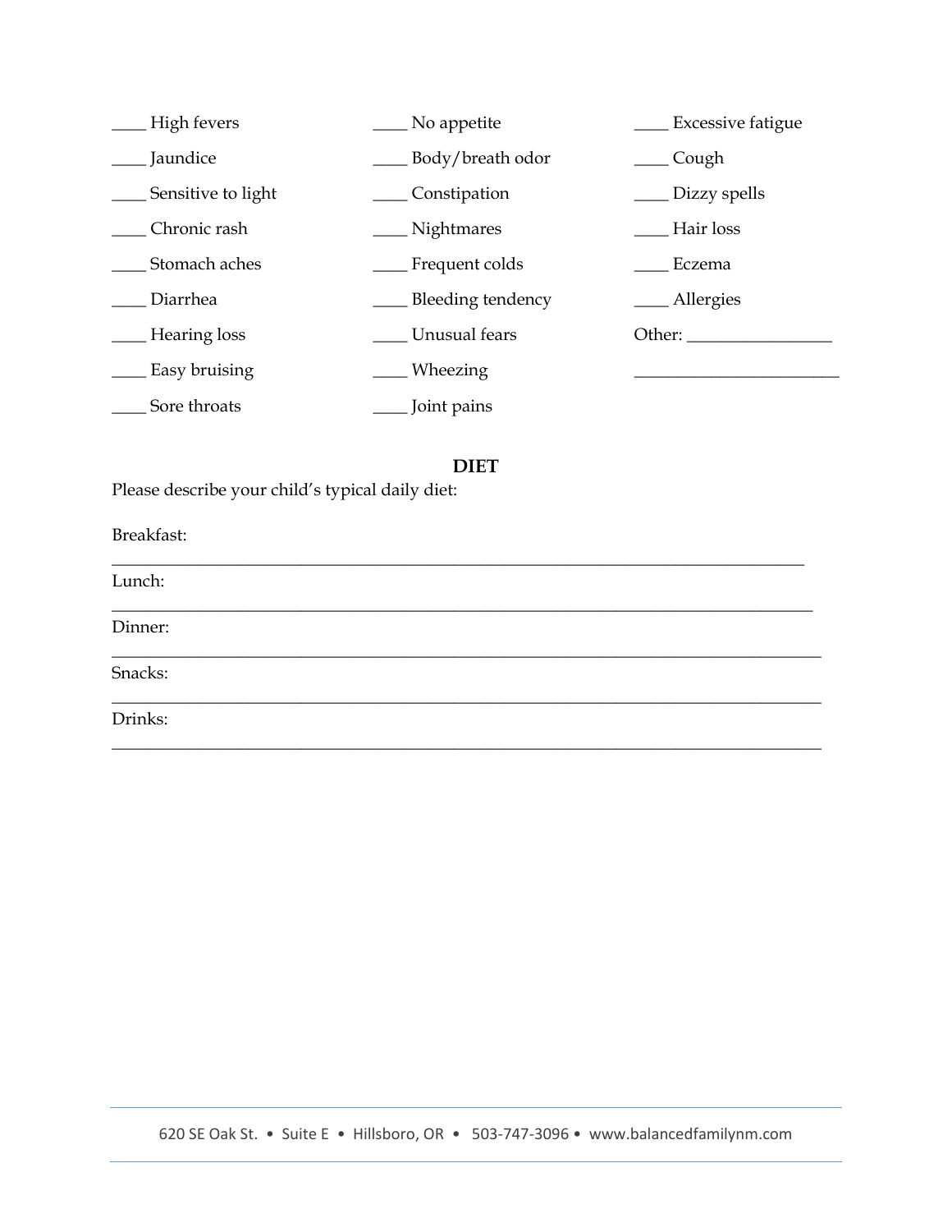____ High fevers
____ Jaundice
____ Sensitive to light
____ Chronic rash
____ Stomach aches
____ Diarrhea
____ Hearing loss
____ Easy bruising
____ Sore throats
____ No appetite
____ Body/breath odor
____ Constipation
____ Nightmares
____ Frequent colds
____ Bleeding tendency
____ Unusual fears
____ Wheezing
____ Joint pains
____ Excessive fatigue
____ Cough
____ Dizzy spells
____ Hair loss
____ Eczema
____ Allergies
Other: ________________
________________________

**DIET**

Please describe your child's typical daily diet:

Breakfast: ________________________________________________________________________________

Lunch: ________________________________________________________________________________

Dinner: ________________________________________________________________________________

Snacks: ________________________________________________________________________________

Drinks: ________________________________________________________________________________

620 SE Oak St. • Suite E • Hillsboro, OR • 503-747-3096 • www.balancedfamilynm.com